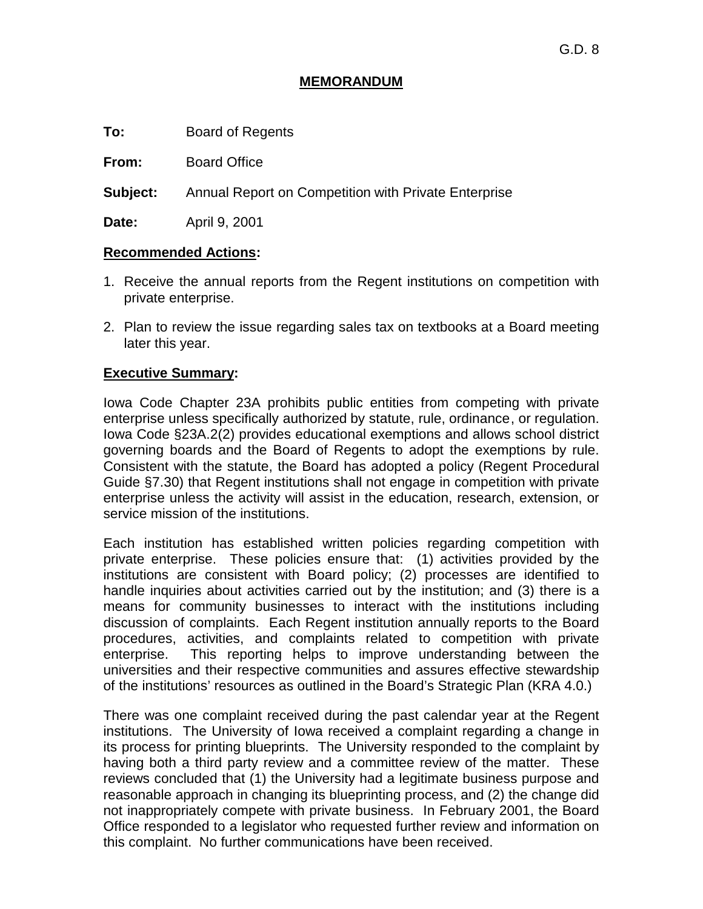G.D. 8

# MEMORANDUM

**To:** Board of Regents

**From:** Board Office

**Subject:** Annual Report on Competition with Private Enterprise

**Date:** April 9, 2001

## Recommended Actions:

1. Receive the annual reports from the Regent institutions on competition with private enterprise.
2. Plan to review the issue regarding sales tax on textbooks at a Board meeting later this year.

## Executive Summary:

Iowa Code Chapter 23A prohibits public entities from competing with private enterprise unless specifically authorized by statute, rule, ordinance, or regulation. Iowa Code §23A.2(2) provides educational exemptions and allows school district governing boards and the Board of Regents to adopt the exemptions by rule. Consistent with the statute, the Board has adopted a policy (Regent Procedural Guide §7.30) that Regent institutions shall not engage in competition with private enterprise unless the activity will assist in the education, research, extension, or service mission of the institutions.

Each institution has established written policies regarding competition with private enterprise. These policies ensure that: (1) activities provided by the institutions are consistent with Board policy; (2) processes are identified to handle inquiries about activities carried out by the institution; and (3) there is a means for community businesses to interact with the institutions including discussion of complaints. Each Regent institution annually reports to the Board procedures, activities, and complaints related to competition with private enterprise. This reporting helps to improve understanding between the universities and their respective communities and assures effective stewardship of the institutions' resources as outlined in the Board's Strategic Plan (KRA 4.0.)

There was one complaint received during the past calendar year at the Regent institutions. The University of Iowa received a complaint regarding a change in its process for printing blueprints. The University responded to the complaint by having both a third party review and a committee review of the matter. These reviews concluded that (1) the University had a legitimate business purpose and reasonable approach in changing its blueprinting process, and (2) the change did not inappropriately compete with private business. In February 2001, the Board Office responded to a legislator who requested further review and information on this complaint. No further communications have been received.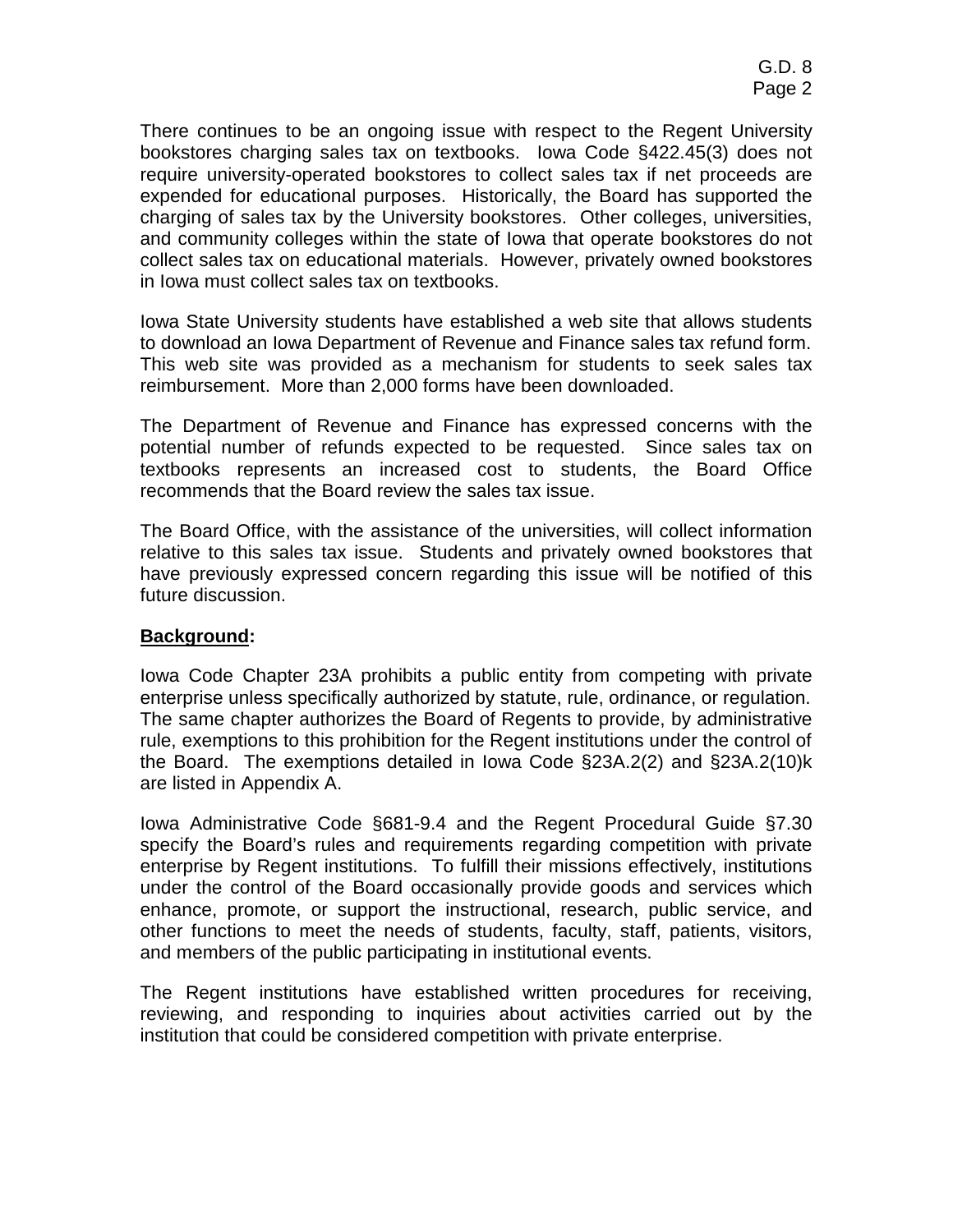There continues to be an ongoing issue with respect to the Regent University bookstores charging sales tax on textbooks. Iowa Code §422.45(3) does not require university-operated bookstores to collect sales tax if net proceeds are expended for educational purposes. Historically, the Board has supported the charging of sales tax by the University bookstores. Other colleges, universities, and community colleges within the state of Iowa that operate bookstores do not collect sales tax on educational materials. However, privately owned bookstores in Iowa must collect sales tax on textbooks.

Iowa State University students have established a web site that allows students to download an Iowa Department of Revenue and Finance sales tax refund form. This web site was provided as a mechanism for students to seek sales tax reimbursement. More than 2,000 forms have been downloaded.

The Department of Revenue and Finance has expressed concerns with the potential number of refunds expected to be requested. Since sales tax on textbooks represents an increased cost to students, the Board Office recommends that the Board review the sales tax issue.

The Board Office, with the assistance of the universities, will collect information relative to this sales tax issue. Students and privately owned bookstores that have previously expressed concern regarding this issue will be notified of this future discussion.

## Background:

Iowa Code Chapter 23A prohibits a public entity from competing with private enterprise unless specifically authorized by statute, rule, ordinance, or regulation. The same chapter authorizes the Board of Regents to provide, by administrative rule, exemptions to this prohibition for the Regent institutions under the control of the Board. The exemptions detailed in Iowa Code §23A.2(2) and §23A.2(10)k are listed in Appendix A.

Iowa Administrative Code §681-9.4 and the Regent Procedural Guide §7.30 specify the Board's rules and requirements regarding competition with private enterprise by Regent institutions. To fulfill their missions effectively, institutions under the control of the Board occasionally provide goods and services which enhance, promote, or support the instructional, research, public service, and other functions to meet the needs of students, faculty, staff, patients, visitors, and members of the public participating in institutional events.

The Regent institutions have established written procedures for receiving, reviewing, and responding to inquiries about activities carried out by the institution that could be considered competition with private enterprise.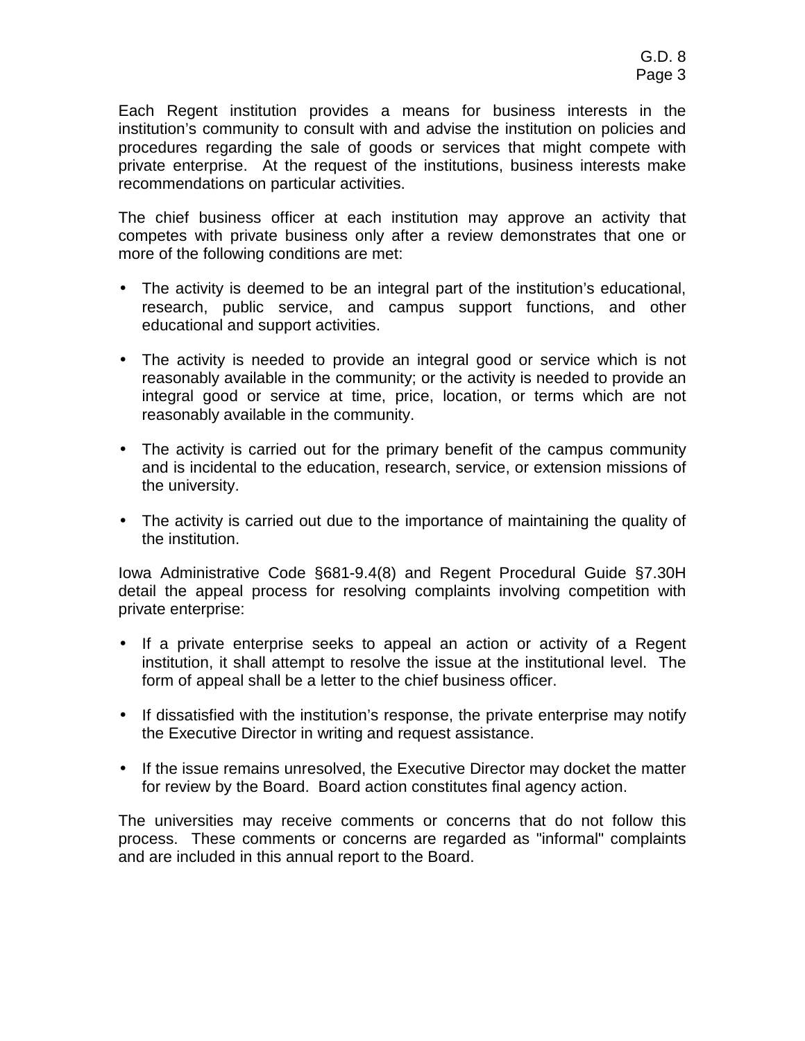Each Regent institution provides a means for business interests in the institution's community to consult with and advise the institution on policies and procedures regarding the sale of goods or services that might compete with private enterprise. At the request of the institutions, business interests make recommendations on particular activities.

The chief business officer at each institution may approve an activity that competes with private business only after a review demonstrates that one or more of the following conditions are met:

- The activity is deemed to be an integral part of the institution's educational, research, public service, and campus support functions, and other educational and support activities.
- The activity is needed to provide an integral good or service which is not reasonably available in the community; or the activity is needed to provide an integral good or service at time, price, location, or terms which are not reasonably available in the community.
- The activity is carried out for the primary benefit of the campus community and is incidental to the education, research, service, or extension missions of the university.
- The activity is carried out due to the importance of maintaining the quality of the institution.

Iowa Administrative Code §681-9.4(8) and Regent Procedural Guide §7.30H detail the appeal process for resolving complaints involving competition with private enterprise:

- If a private enterprise seeks to appeal an action or activity of a Regent institution, it shall attempt to resolve the issue at the institutional level. The form of appeal shall be a letter to the chief business officer.
- If dissatisfied with the institution's response, the private enterprise may notify the Executive Director in writing and request assistance.
- If the issue remains unresolved, the Executive Director may docket the matter for review by the Board. Board action constitutes final agency action.

The universities may receive comments or concerns that do not follow this process. These comments or concerns are regarded as "informal" complaints and are included in this annual report to the Board.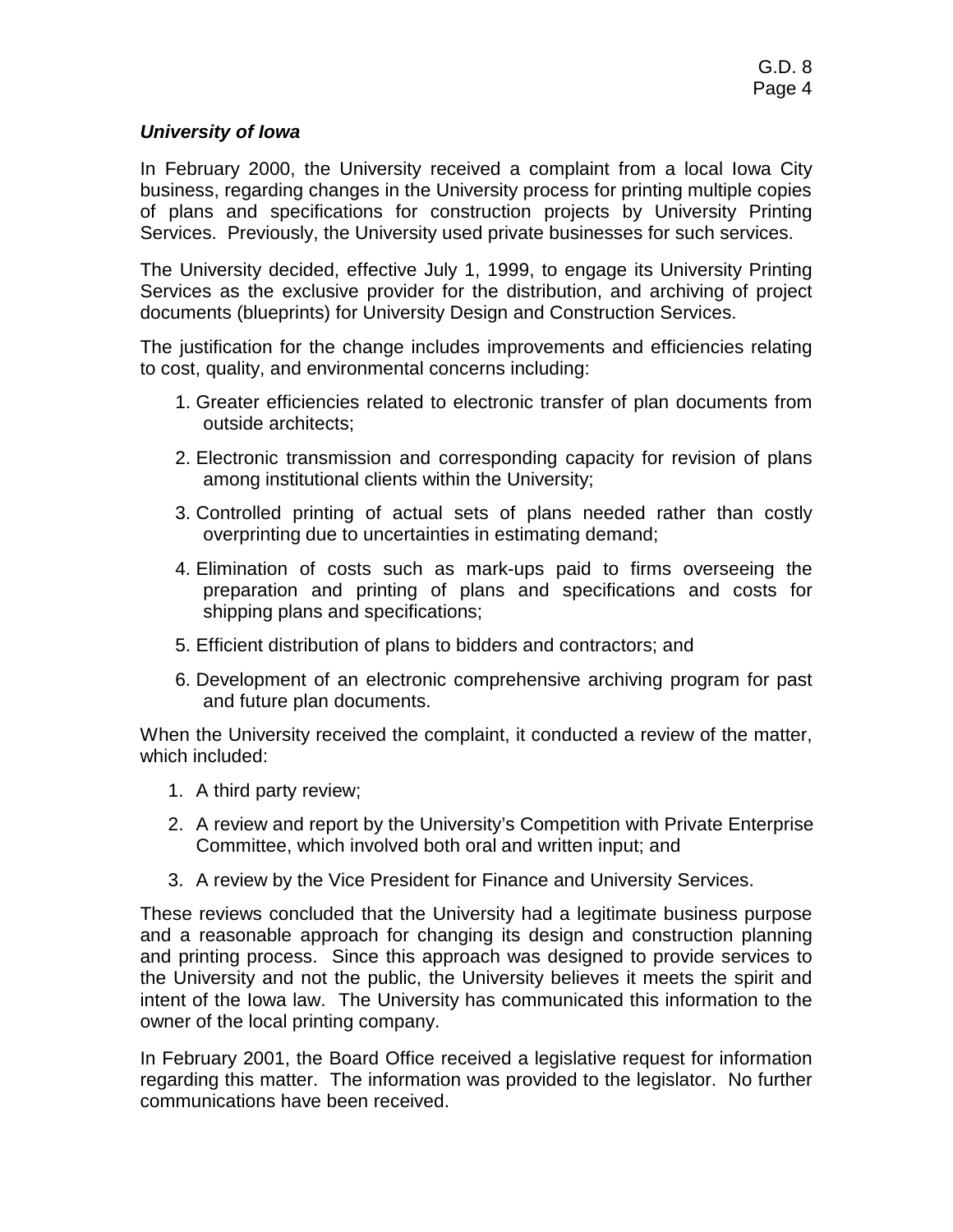***University of Iowa***

In February 2000, the University received a complaint from a local Iowa City business, regarding changes in the University process for printing multiple copies of plans and specifications for construction projects by University Printing Services. Previously, the University used private businesses for such services.

The University decided, effective July 1, 1999, to engage its University Printing Services as the exclusive provider for the distribution, and archiving of project documents (blueprints) for University Design and Construction Services.

The justification for the change includes improvements and efficiencies relating to cost, quality, and environmental concerns including:

1. Greater efficiencies related to electronic transfer of plan documents from outside architects;
2. Electronic transmission and corresponding capacity for revision of plans among institutional clients within the University;
3. Controlled printing of actual sets of plans needed rather than costly overprinting due to uncertainties in estimating demand;
4. Elimination of costs such as mark-ups paid to firms overseeing the preparation and printing of plans and specifications and costs for shipping plans and specifications;
5. Efficient distribution of plans to bidders and contractors; and
6. Development of an electronic comprehensive archiving program for past and future plan documents.

When the University received the complaint, it conducted a review of the matter, which included:

1. A third party review;
2. A review and report by the University's Competition with Private Enterprise Committee, which involved both oral and written input; and
3. A review by the Vice President for Finance and University Services.

These reviews concluded that the University had a legitimate business purpose and a reasonable approach for changing its design and construction planning and printing process. Since this approach was designed to provide services to the University and not the public, the University believes it meets the spirit and intent of the Iowa law. The University has communicated this information to the owner of the local printing company.

In February 2001, the Board Office received a legislative request for information regarding this matter. The information was provided to the legislator. No further communications have been received.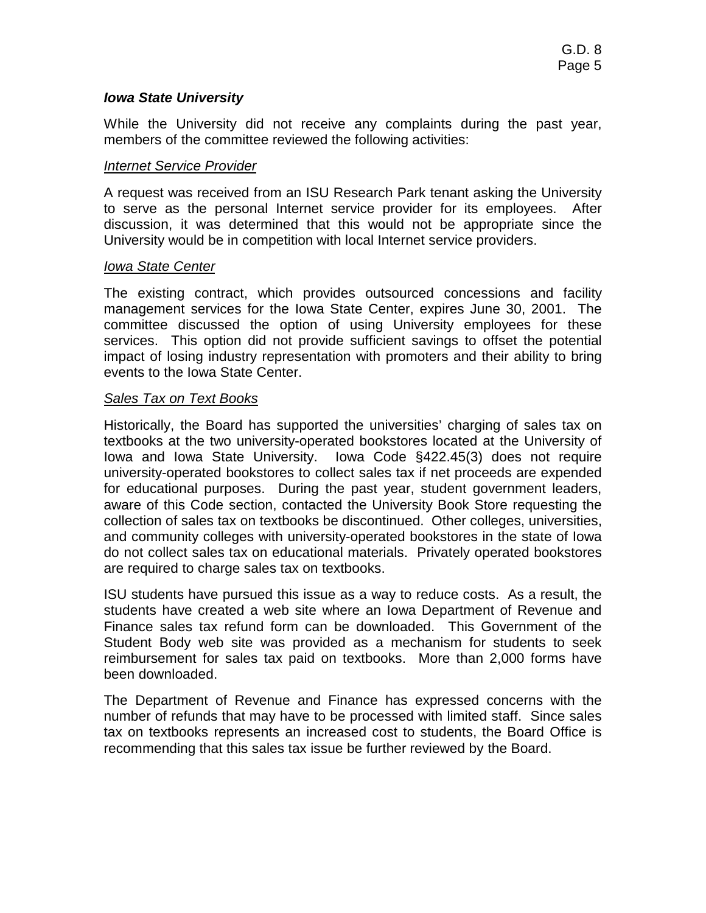### *Iowa State University*

While the University did not receive any complaints during the past year, members of the committee reviewed the following activities:

*Internet Service Provider*

A request was received from an ISU Research Park tenant asking the University to serve as the personal Internet service provider for its employees. After discussion, it was determined that this would not be appropriate since the University would be in competition with local Internet service providers.

*Iowa State Center*

The existing contract, which provides outsourced concessions and facility management services for the Iowa State Center, expires June 30, 2001. The committee discussed the option of using University employees for these services. This option did not provide sufficient savings to offset the potential impact of losing industry representation with promoters and their ability to bring events to the Iowa State Center.

*Sales Tax on Text Books*

Historically, the Board has supported the universities' charging of sales tax on textbooks at the two university-operated bookstores located at the University of Iowa and Iowa State University. Iowa Code §422.45(3) does not require university-operated bookstores to collect sales tax if net proceeds are expended for educational purposes. During the past year, student government leaders, aware of this Code section, contacted the University Book Store requesting the collection of sales tax on textbooks be discontinued. Other colleges, universities, and community colleges with university-operated bookstores in the state of Iowa do not collect sales tax on educational materials. Privately operated bookstores are required to charge sales tax on textbooks.

ISU students have pursued this issue as a way to reduce costs. As a result, the students have created a web site where an Iowa Department of Revenue and Finance sales tax refund form can be downloaded. This Government of the Student Body web site was provided as a mechanism for students to seek reimbursement for sales tax paid on textbooks. More than 2,000 forms have been downloaded.

The Department of Revenue and Finance has expressed concerns with the number of refunds that may have to be processed with limited staff. Since sales tax on textbooks represents an increased cost to students, the Board Office is recommending that this sales tax issue be further reviewed by the Board.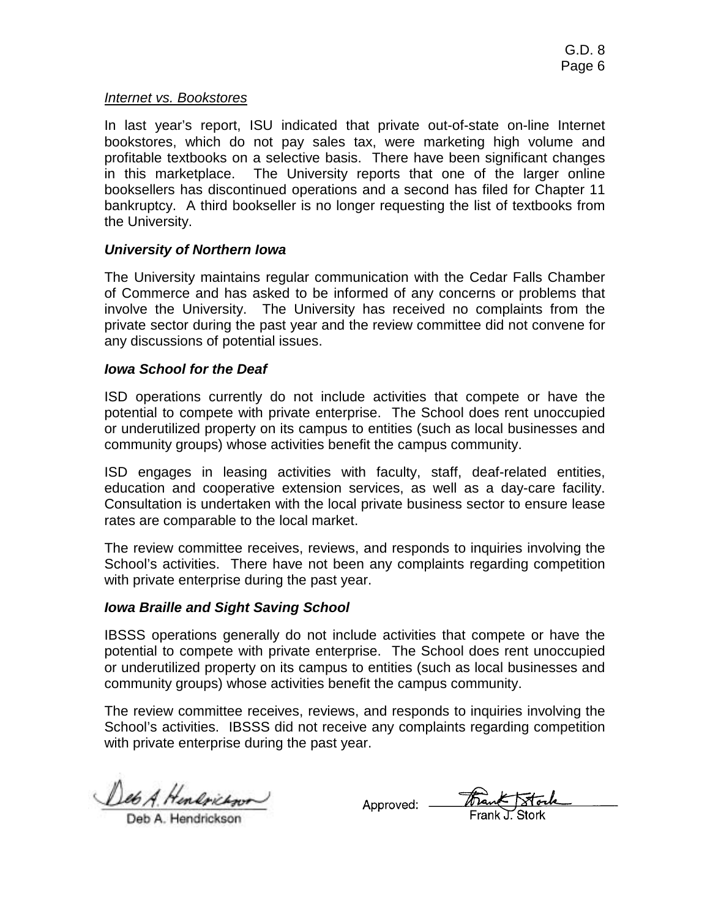*Internet vs. Bookstores*

In last year's report, ISU indicated that private out-of-state on-line Internet bookstores, which do not pay sales tax, were marketing high volume and profitable textbooks on a selective basis. There have been significant changes in this marketplace. The University reports that one of the larger online booksellers has discontinued operations and a second has filed for Chapter 11 bankruptcy. A third bookseller is no longer requesting the list of textbooks from the University.

***University of Northern Iowa***

The University maintains regular communication with the Cedar Falls Chamber of Commerce and has asked to be informed of any concerns or problems that involve the University. The University has received no complaints from the private sector during the past year and the review committee did not convene for any discussions of potential issues.

***Iowa School for the Deaf***

ISD operations currently do not include activities that compete or have the potential to compete with private enterprise. The School does rent unoccupied or underutilized property on its campus to entities (such as local businesses and community groups) whose activities benefit the campus community.

ISD engages in leasing activities with faculty, staff, deaf-related entities, education and cooperative extension services, as well as a day-care facility. Consultation is undertaken with the local private business sector to ensure lease rates are comparable to the local market.

The review committee receives, reviews, and responds to inquiries involving the School's activities. There have not been any complaints regarding competition with private enterprise during the past year.

***Iowa Braille and Sight Saving School***

IBSSS operations generally do not include activities that compete or have the potential to compete with private enterprise. The School does rent unoccupied or underutilized property on its campus to entities (such as local businesses and community groups) whose activities benefit the campus community.

The review committee receives, reviews, and responds to inquiries involving the School's activities. IBSSS did not receive any complaints regarding competition with private enterprise during the past year.

Deb A. Hendrickson

Approved: Frank J. Stork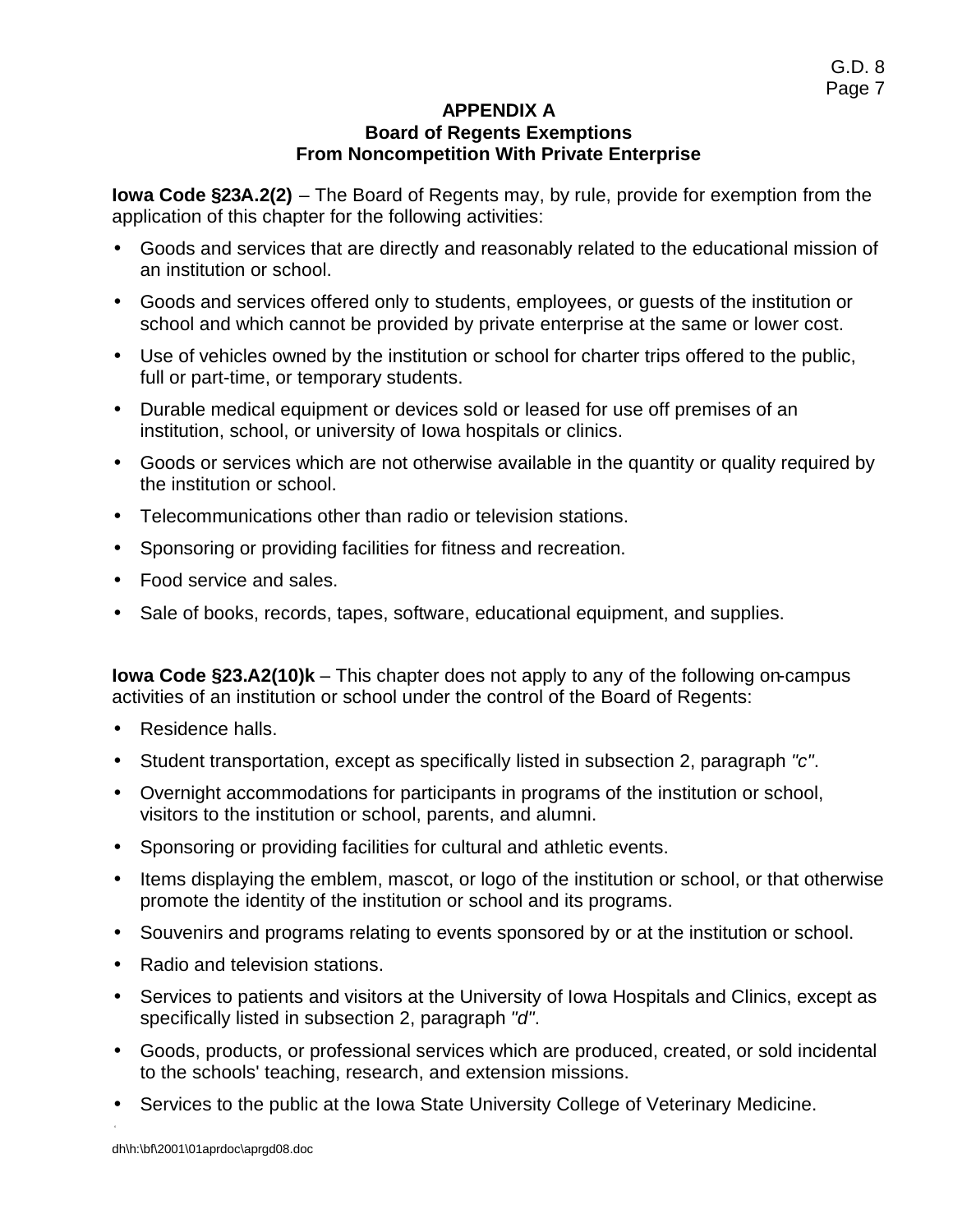# APPENDIX A
## Board of Regents Exemptions
## From Noncompetition With Private Enterprise

**Iowa Code §23A.2(2)** – The Board of Regents may, by rule, provide for exemption from the application of this chapter for the following activities:

- Goods and services that are directly and reasonably related to the educational mission of an institution or school.
- Goods and services offered only to students, employees, or guests of the institution or school and which cannot be provided by private enterprise at the same or lower cost.
- Use of vehicles owned by the institution or school for charter trips offered to the public, full or part-time, or temporary students.
- Durable medical equipment or devices sold or leased for use off premises of an institution, school, or university of Iowa hospitals or clinics.
- Goods or services which are not otherwise available in the quantity or quality required by the institution or school.
- Telecommunications other than radio or television stations.
- Sponsoring or providing facilities for fitness and recreation.
- Food service and sales.
- Sale of books, records, tapes, software, educational equipment, and supplies.

**Iowa Code §23.A2(10)k** – This chapter does not apply to any of the following on-campus activities of an institution or school under the control of the Board of Regents:

- Residence halls.
- Student transportation, except as specifically listed in subsection 2, paragraph *"c"*.
- Overnight accommodations for participants in programs of the institution or school, visitors to the institution or school, parents, and alumni.
- Sponsoring or providing facilities for cultural and athletic events.
- Items displaying the emblem, mascot, or logo of the institution or school, or that otherwise promote the identity of the institution or school and its programs.
- Souvenirs and programs relating to events sponsored by or at the institution or school.
- Radio and television stations.
- Services to patients and visitors at the University of Iowa Hospitals and Clinics, except as specifically listed in subsection 2, paragraph *"d"*.
- Goods, products, or professional services which are produced, created, or sold incidental to the schools' teaching, research, and extension missions.
- Services to the public at the Iowa State University College of Veterinary Medicine.

dh\h:\bf\2001\01aprdoc\aprgd08.doc